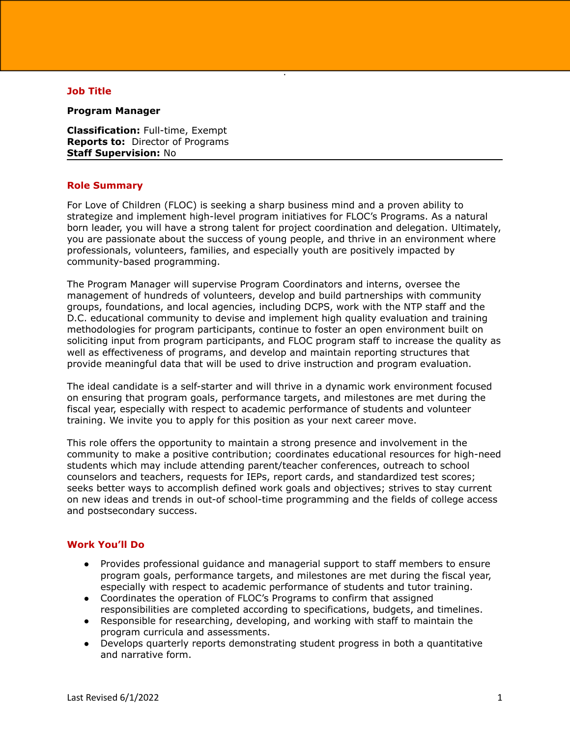## Job Title

**Program Manager**

**Classification:** Full-time, Exempt
**Reports to:** Director of Programs
**Staff Supervision:** No

## Role Summary

For Love of Children (FLOC) is seeking a sharp business mind and a proven ability to strategize and implement high-level program initiatives for FLOC's Programs. As a natural born leader, you will have a strong talent for project coordination and delegation. Ultimately, you are passionate about the success of young people, and thrive in an environment where professionals, volunteers, families, and especially youth are positively impacted by community-based programming.

The Program Manager will supervise Program Coordinators and interns, oversee the management of hundreds of volunteers, develop and build partnerships with community groups, foundations, and local agencies, including DCPS, work with the NTP staff and the D.C. educational community to devise and implement high quality evaluation and training methodologies for program participants, continue to foster an open environment built on soliciting input from program participants, and FLOC program staff to increase the quality as well as effectiveness of programs, and develop and maintain reporting structures that provide meaningful data that will be used to drive instruction and program evaluation.

The ideal candidate is a self-starter and will thrive in a dynamic work environment focused on ensuring that program goals, performance targets, and milestones are met during the fiscal year, especially with respect to academic performance of students and volunteer training. We invite you to apply for this position as your next career move.

This role offers the opportunity to maintain a strong presence and involvement in the community to make a positive contribution; coordinates educational resources for high-need students which may include attending parent/teacher conferences, outreach to school counselors and teachers, requests for IEPs, report cards, and standardized test scores; seeks better ways to accomplish defined work goals and objectives; strives to stay current on new ideas and trends in out-of school-time programming and the fields of college access and postsecondary success.

## Work You'll Do

- Provides professional guidance and managerial support to staff members to ensure program goals, performance targets, and milestones are met during the fiscal year, especially with respect to academic performance of students and tutor training.
- Coordinates the operation of FLOC's Programs to confirm that assigned responsibilities are completed according to specifications, budgets, and timelines.
- Responsible for researching, developing, and working with staff to maintain the program curricula and assessments.
- Develops quarterly reports demonstrating student progress in both a quantitative and narrative form.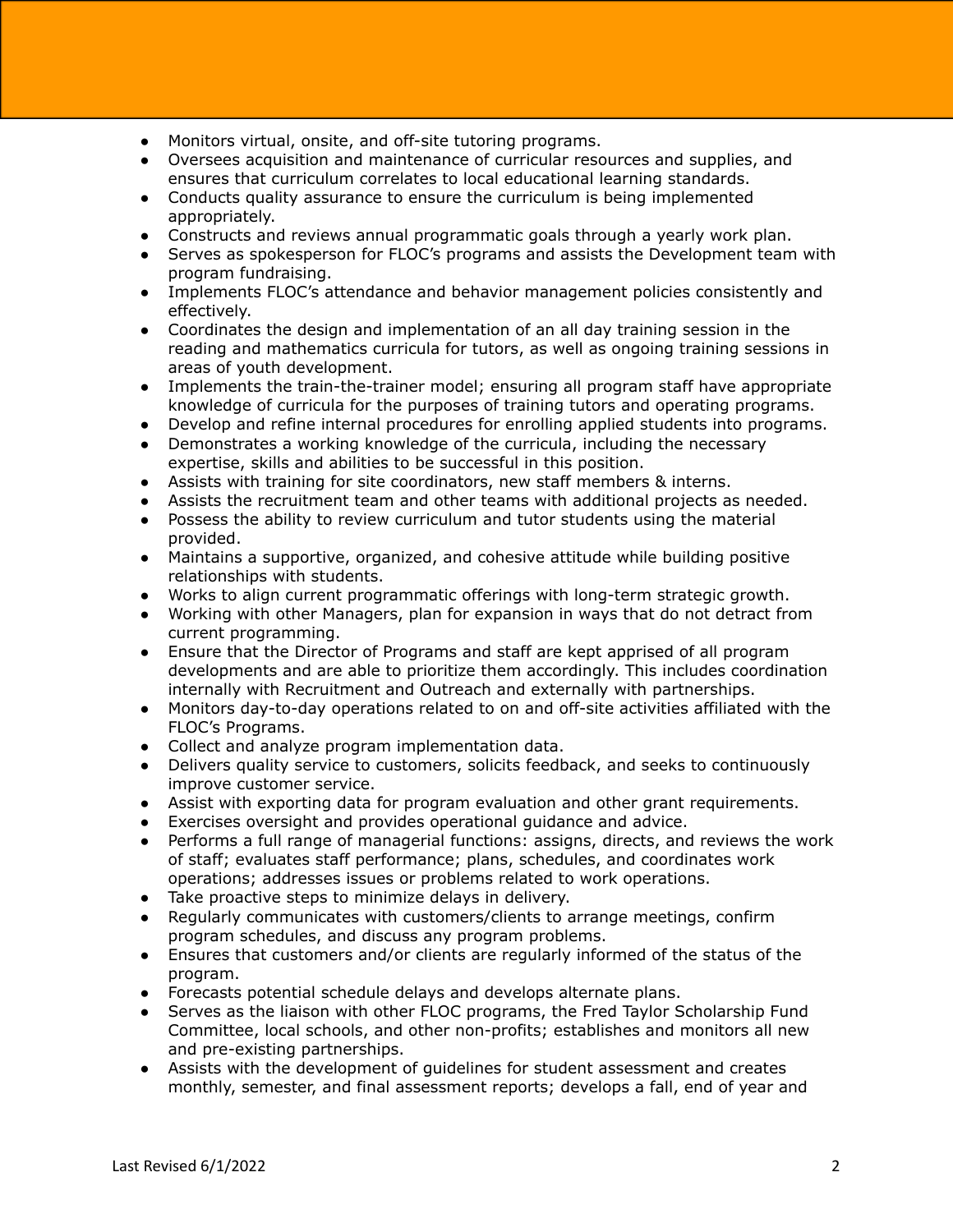- Monitors virtual, onsite, and off-site tutoring programs.
- Oversees acquisition and maintenance of curricular resources and supplies, and ensures that curriculum correlates to local educational learning standards.
- Conducts quality assurance to ensure the curriculum is being implemented appropriately.
- Constructs and reviews annual programmatic goals through a yearly work plan.
- Serves as spokesperson for FLOC's programs and assists the Development team with program fundraising.
- Implements FLOC's attendance and behavior management policies consistently and effectively.
- Coordinates the design and implementation of an all day training session in the reading and mathematics curricula for tutors, as well as ongoing training sessions in areas of youth development.
- Implements the train-the-trainer model; ensuring all program staff have appropriate knowledge of curricula for the purposes of training tutors and operating programs.
- Develop and refine internal procedures for enrolling applied students into programs.
- Demonstrates a working knowledge of the curricula, including the necessary expertise, skills and abilities to be successful in this position.
- Assists with training for site coordinators, new staff members & interns.
- Assists the recruitment team and other teams with additional projects as needed.
- Possess the ability to review curriculum and tutor students using the material provided.
- Maintains a supportive, organized, and cohesive attitude while building positive relationships with students.
- Works to align current programmatic offerings with long-term strategic growth.
- Working with other Managers, plan for expansion in ways that do not detract from current programming.
- Ensure that the Director of Programs and staff are kept apprised of all program developments and are able to prioritize them accordingly. This includes coordination internally with Recruitment and Outreach and externally with partnerships.
- Monitors day-to-day operations related to on and off-site activities affiliated with the FLOC's Programs.
- Collect and analyze program implementation data.
- Delivers quality service to customers, solicits feedback, and seeks to continuously improve customer service.
- Assist with exporting data for program evaluation and other grant requirements.
- Exercises oversight and provides operational guidance and advice.
- Performs a full range of managerial functions: assigns, directs, and reviews the work of staff; evaluates staff performance; plans, schedules, and coordinates work operations; addresses issues or problems related to work operations.
- Take proactive steps to minimize delays in delivery.
- Regularly communicates with customers/clients to arrange meetings, confirm program schedules, and discuss any program problems.
- Ensures that customers and/or clients are regularly informed of the status of the program.
- Forecasts potential schedule delays and develops alternate plans.
- Serves as the liaison with other FLOC programs, the Fred Taylor Scholarship Fund Committee, local schools, and other non-profits; establishes and monitors all new and pre-existing partnerships.
- Assists with the development of guidelines for student assessment and creates monthly, semester, and final assessment reports; develops a fall, end of year and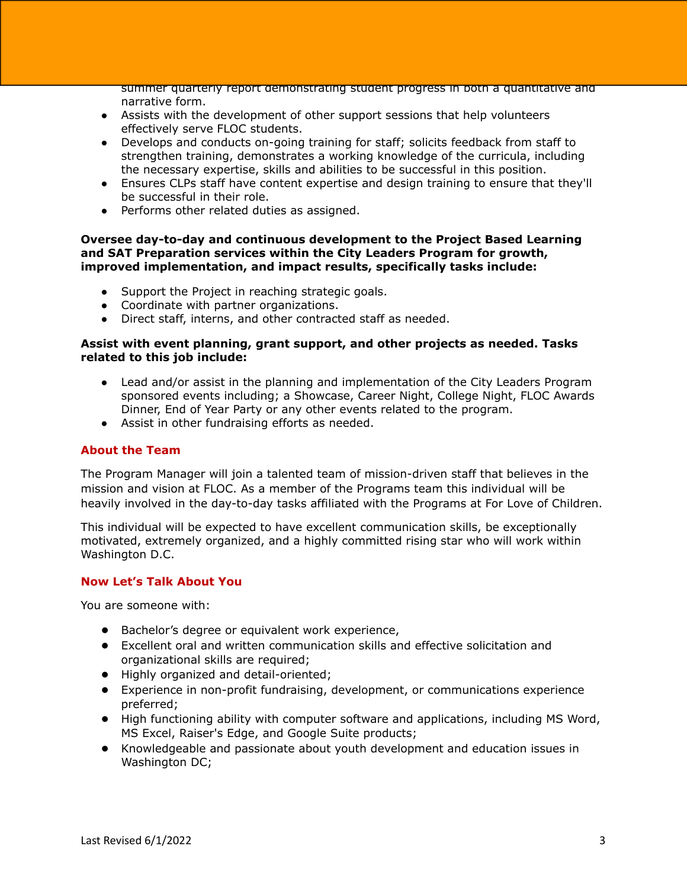summer quarterly report demonstrating student progress in both a quantitative and narrative form.

- Assists with the development of other support sessions that help volunteers effectively serve FLOC students.
- Develops and conducts on-going training for staff; solicits feedback from staff to strengthen training, demonstrates a working knowledge of the curricula, including the necessary expertise, skills and abilities to be successful in this position.
- Ensures CLPs staff have content expertise and design training to ensure that they'll be successful in their role.
- Performs other related duties as assigned.

**Oversee day-to-day and continuous development to the Project Based Learning and SAT Preparation services within the City Leaders Program for growth, improved implementation, and impact results, specifically tasks include:**

- Support the Project in reaching strategic goals.
- Coordinate with partner organizations.
- Direct staff, interns, and other contracted staff as needed.

**Assist with event planning, grant support, and other projects as needed. Tasks related to this job include:**

- Lead and/or assist in the planning and implementation of the City Leaders Program sponsored events including; a Showcase, Career Night, College Night, FLOC Awards Dinner, End of Year Party or any other events related to the program.
- Assist in other fundraising efforts as needed.

## About the Team

The Program Manager will join a talented team of mission-driven staff that believes in the mission and vision at FLOC. As a member of the Programs team this individual will be heavily involved in the day-to-day tasks affiliated with the Programs at For Love of Children.

This individual will be expected to have excellent communication skills, be exceptionally motivated, extremely organized, and a highly committed rising star who will work within Washington D.C.

## Now Let's Talk About You

You are someone with:

- Bachelor's degree or equivalent work experience,
- Excellent oral and written communication skills and effective solicitation and organizational skills are required;
- Highly organized and detail-oriented;
- Experience in non-profit fundraising, development, or communications experience preferred;
- High functioning ability with computer software and applications, including MS Word, MS Excel, Raiser's Edge, and Google Suite products;
- Knowledgeable and passionate about youth development and education issues in Washington DC;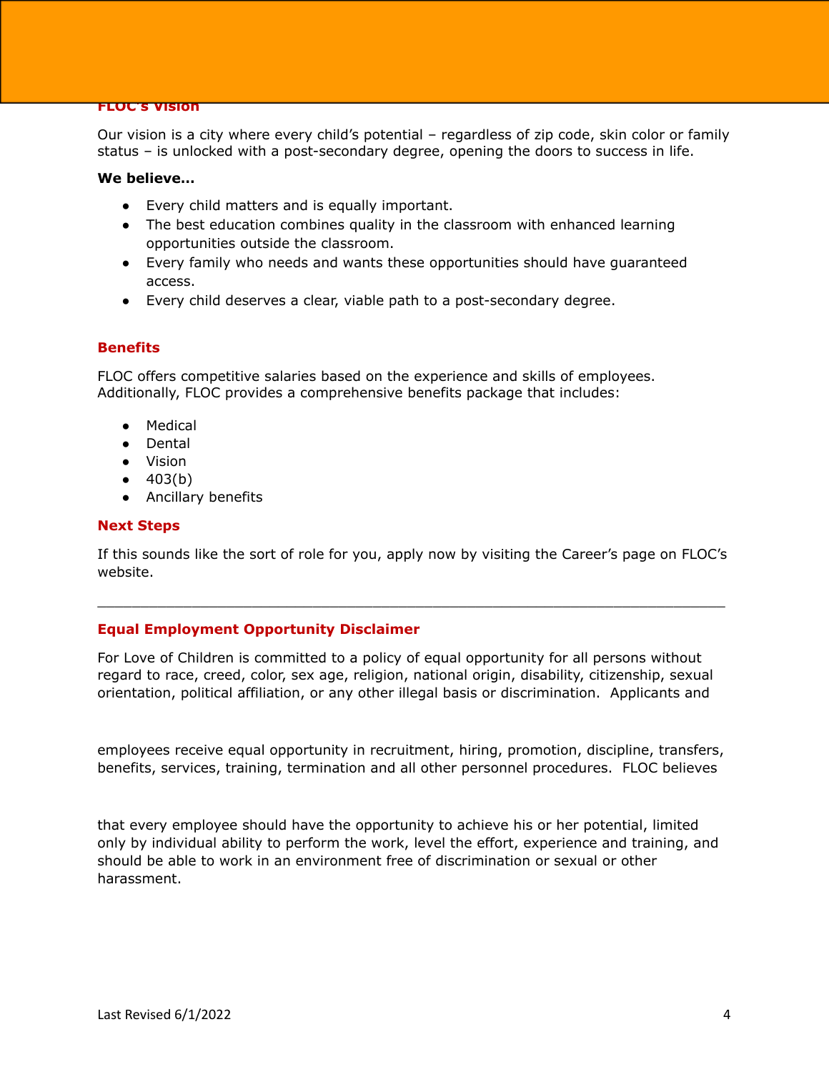## FLOC's Vision

Our vision is a city where every child's potential – regardless of zip code, skin color or family status – is unlocked with a post-secondary degree, opening the doors to success in life.

**We believe…**

- Every child matters and is equally important.
- The best education combines quality in the classroom with enhanced learning opportunities outside the classroom.
- Every family who needs and wants these opportunities should have guaranteed access.
- Every child deserves a clear, viable path to a post-secondary degree.

## Benefits

FLOC offers competitive salaries based on the experience and skills of employees. Additionally, FLOC provides a comprehensive benefits package that includes:

- Medical
- Dental
- Vision
- 403(b)
- Ancillary benefits

## Next Steps

If this sounds like the sort of role for you, apply now by visiting the Career's page on FLOC's website.

---

## Equal Employment Opportunity Disclaimer

For Love of Children is committed to a policy of equal opportunity for all persons without regard to race, creed, color, sex age, religion, national origin, disability, citizenship, sexual orientation, political affiliation, or any other illegal basis or discrimination. Applicants and employees receive equal opportunity in recruitment, hiring, promotion, discipline, transfers, benefits, services, training, termination and all other personnel procedures. FLOC believes that every employee should have the opportunity to achieve his or her potential, limited only by individual ability to perform the work, level the effort, experience and training, and should be able to work in an environment free of discrimination or sexual or other harassment.

Last Revised 6/1/2022